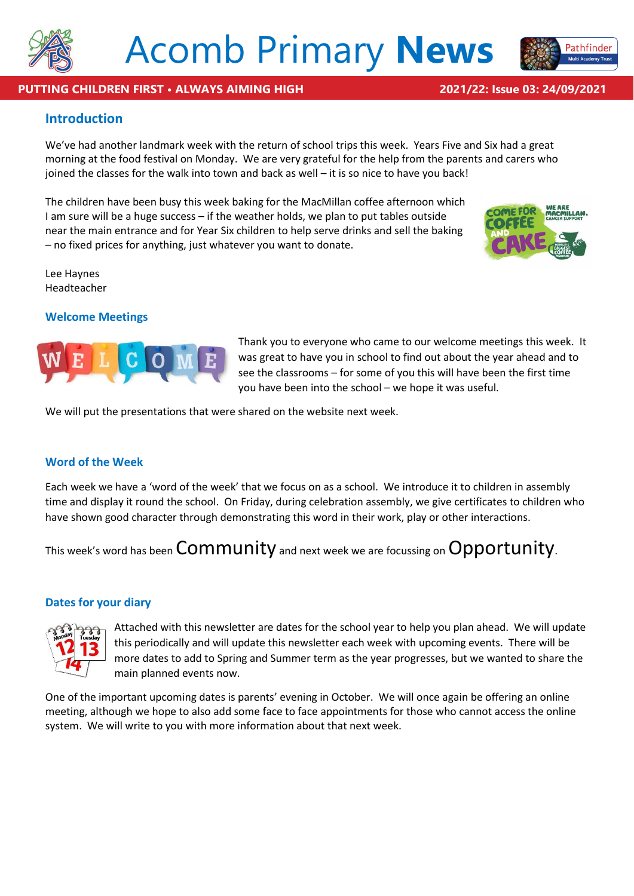# Acomb Primary **News**

**PUTTING CHILDREN FIRST • ALWAYS AIMING HIGH** **2021/22: Issue 03: 24/09/2021**

## Introduction

We've had another landmark week with the return of school trips this week. Years Five and Six had a great morning at the food festival on Monday. We are very grateful for the help from the parents and carers who joined the classes for the walk into town and back as well – it is so nice to have you back!

The children have been busy this week baking for the MacMillan coffee afternoon which I am sure will be a huge success – if the weather holds, we plan to put tables outside near the main entrance and for Year Six children to help serve drinks and sell the baking – no fixed prices for anything, just whatever you want to donate.

Lee Haynes
Headteacher

## Welcome Meetings

Thank you to everyone who came to our welcome meetings this week. It was great to have you in school to find out about the year ahead and to see the classrooms – for some of you this will have been the first time you have been into the school – we hope it was useful.

We will put the presentations that were shared on the website next week.

## Word of the Week

Each week we have a 'word of the week' that we focus on as a school. We introduce it to children in assembly time and display it round the school. On Friday, during celebration assembly, we give certificates to children who have shown good character through demonstrating this word in their work, play or other interactions.

This week's word has been Community and next week we are focussing on Opportunity.

## Dates for your diary

Attached with this newsletter are dates for the school year to help you plan ahead. We will update this periodically and will update this newsletter each week with upcoming events. There will be more dates to add to Spring and Summer term as the year progresses, but we wanted to share the main planned events now.

One of the important upcoming dates is parents' evening in October. We will once again be offering an online meeting, although we hope to also add some face to face appointments for those who cannot access the online system. We will write to you with more information about that next week.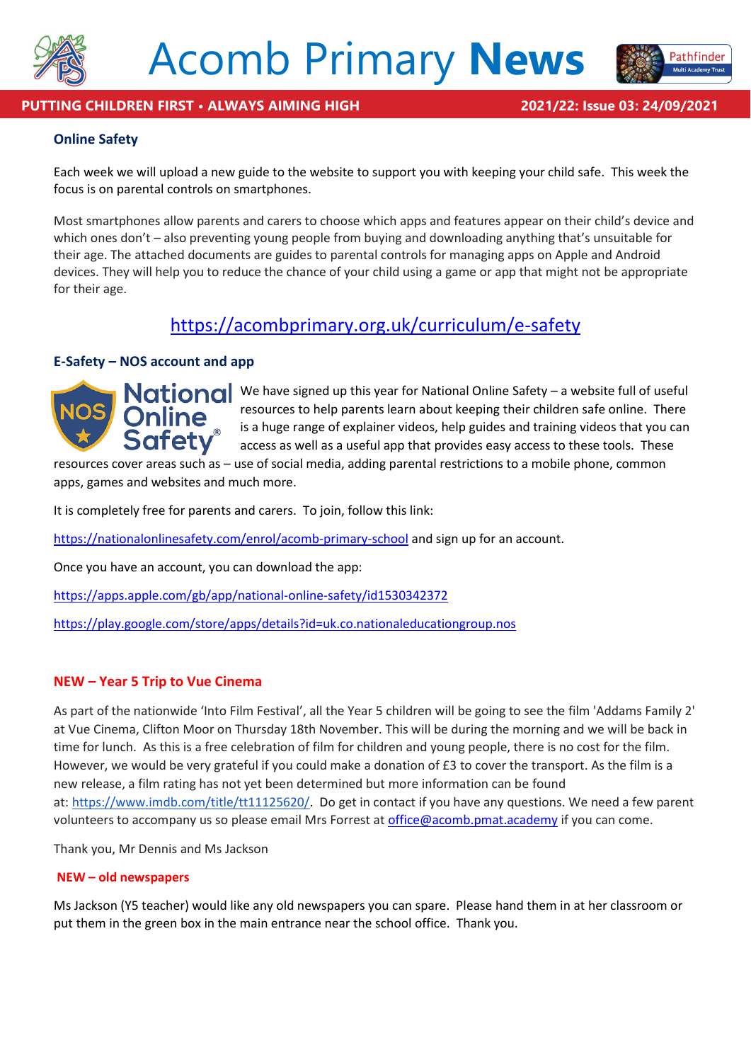## Online Safety

Each week we will upload a new guide to the website to support you with keeping your child safe. This week the focus is on parental controls on smartphones.

Most smartphones allow parents and carers to choose which apps and features appear on their child's device and which ones don't – also preventing young people from buying and downloading anything that's unsuitable for their age. The attached documents are guides to parental controls for managing apps on Apple and Android devices. They will help you to reduce the chance of your child using a game or app that might not be appropriate for their age.

https://acombprimary.org.uk/curriculum/e-safety

## E-Safety – NOS account and app

We have signed up this year for National Online Safety – a website full of useful resources to help parents learn about keeping their children safe online. There is a huge range of explainer videos, help guides and training videos that you can access as well as a useful app that provides easy access to these tools. These resources cover areas such as – use of social media, adding parental restrictions to a mobile phone, common apps, games and websites and much more.

It is completely free for parents and carers. To join, follow this link:

https://nationalonlinesafety.com/enrol/acomb-primary-school and sign up for an account.

Once you have an account, you can download the app:

https://apps.apple.com/gb/app/national-online-safety/id1530342372

https://play.google.com/store/apps/details?id=uk.co.nationaleducationgroup.nos

## NEW – Year 5 Trip to Vue Cinema

As part of the nationwide 'Into Film Festival', all the Year 5 children will be going to see the film 'Addams Family 2' at Vue Cinema, Clifton Moor on Thursday 18th November. This will be during the morning and we will be back in time for lunch. As this is a free celebration of film for children and young people, there is no cost for the film. However, we would be very grateful if you could make a donation of £3 to cover the transport. As the film is a new release, a film rating has not yet been determined but more information can be found at: https://www.imdb.com/title/tt11125620/. Do get in contact if you have any questions. We need a few parent volunteers to accompany us so please email Mrs Forrest at office@acomb.pmat.academy if you can come.

Thank you, Mr Dennis and Ms Jackson

## NEW – old newspapers

Ms Jackson (Y5 teacher) would like any old newspapers you can spare. Please hand them in at her classroom or put them in the green box in the main entrance near the school office. Thank you.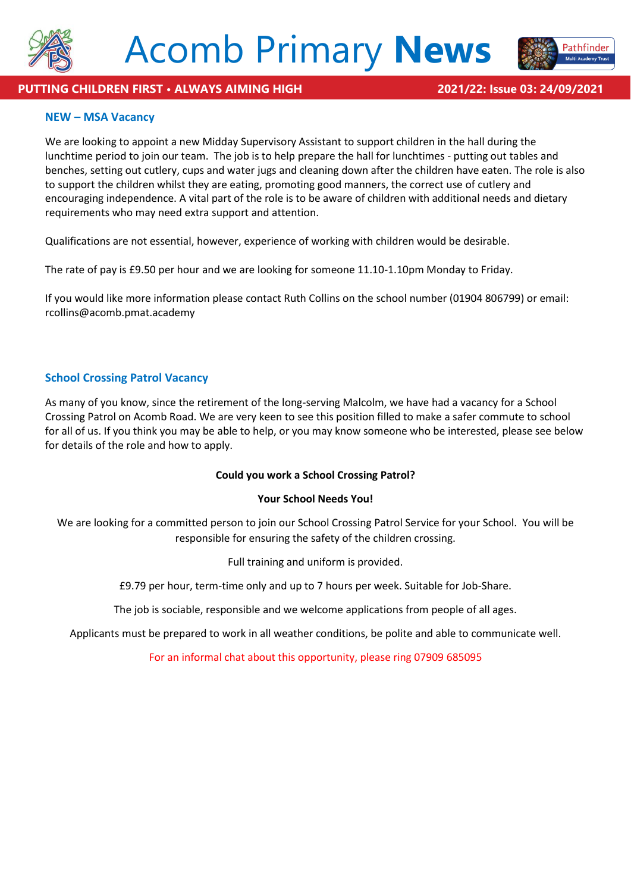## NEW – MSA Vacancy

We are looking to appoint a new Midday Supervisory Assistant to support children in the hall during the lunchtime period to join our team. The job is to help prepare the hall for lunchtimes - putting out tables and benches, setting out cutlery, cups and water jugs and cleaning down after the children have eaten. The role is also to support the children whilst they are eating, promoting good manners, the correct use of cutlery and encouraging independence. A vital part of the role is to be aware of children with additional needs and dietary requirements who may need extra support and attention.

Qualifications are not essential, however, experience of working with children would be desirable.

The rate of pay is £9.50 per hour and we are looking for someone 11.10-1.10pm Monday to Friday.

If you would like more information please contact Ruth Collins on the school number (01904 806799) or email: rcollins@acomb.pmat.academy

## School Crossing Patrol Vacancy

As many of you know, since the retirement of the long-serving Malcolm, we have had a vacancy for a School Crossing Patrol on Acomb Road. We are very keen to see this position filled to make a safer commute to school for all of us. If you think you may be able to help, or you may know someone who be interested, please see below for details of the role and how to apply.

**Could you work a School Crossing Patrol?**

**Your School Needs You!**

We are looking for a committed person to join our School Crossing Patrol Service for your School. You will be responsible for ensuring the safety of the children crossing.

Full training and uniform is provided.

£9.79 per hour, term-time only and up to 7 hours per week. Suitable for Job-Share.

The job is sociable, responsible and we welcome applications from people of all ages.

Applicants must be prepared to work in all weather conditions, be polite and able to communicate well.

For an informal chat about this opportunity, please ring 07909 685095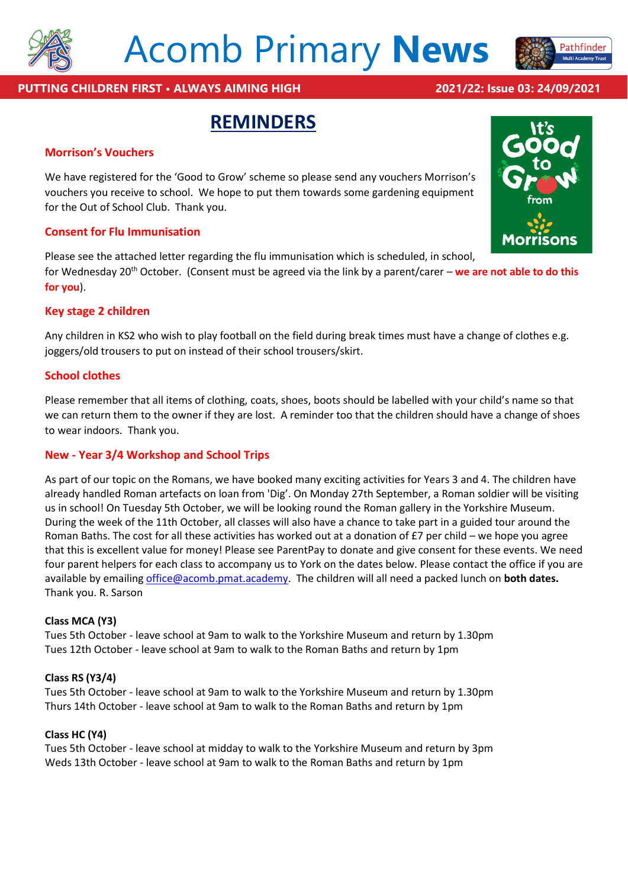# Acomb Primary **News**

**PUTTING CHILDREN FIRST • ALWAYS AIMING HIGH** **2021/22: Issue 03: 24/09/2021**

## REMINDERS

### Morrison's Vouchers

We have registered for the 'Good to Grow' scheme so please send any vouchers Morrison's vouchers you receive to school. We hope to put them towards some gardening equipment for the Out of School Club. Thank you.

### Consent for Flu Immunisation

Please see the attached letter regarding the flu immunisation which is scheduled, in school, for Wednesday 20th October. (Consent must be agreed via the link by a parent/carer – **we are not able to do this for you**).

### Key stage 2 children

Any children in KS2 who wish to play football on the field during break times must have a change of clothes e.g. joggers/old trousers to put on instead of their school trousers/skirt.

### School clothes

Please remember that all items of clothing, coats, shoes, boots should be labelled with your child's name so that we can return them to the owner if they are lost. A reminder too that the children should have a change of shoes to wear indoors. Thank you.

### New - Year 3/4 Workshop and School Trips

As part of our topic on the Romans, we have booked many exciting activities for Years 3 and 4. The children have already handled Roman artefacts on loan from 'Dig'. On Monday 27th September, a Roman soldier will be visiting us in school! On Tuesday 5th October, we will be looking round the Roman gallery in the Yorkshire Museum. During the week of the 11th October, all classes will also have a chance to take part in a guided tour around the Roman Baths. The cost for all these activities has worked out at a donation of £7 per child – we hope you agree that this is excellent value for money! Please see ParentPay to donate and give consent for these events. We need four parent helpers for each class to accompany us to York on the dates below. Please contact the office if you are available by emailing office@acomb.pmat.academy. The children will all need a packed lunch on **both dates.**
Thank you. R. Sarson

**Class MCA (Y3)**
Tues 5th October - leave school at 9am to walk to the Yorkshire Museum and return by 1.30pm
Tues 12th October - leave school at 9am to walk to the Roman Baths and return by 1pm

**Class RS (Y3/4)**
Tues 5th October - leave school at 9am to walk to the Yorkshire Museum and return by 1.30pm
Thurs 14th October - leave school at 9am to walk to the Roman Baths and return by 1pm

**Class HC (Y4)**
Tues 5th October - leave school at midday to walk to the Yorkshire Museum and return by 3pm
Weds 13th October - leave school at 9am to walk to the Roman Baths and return by 1pm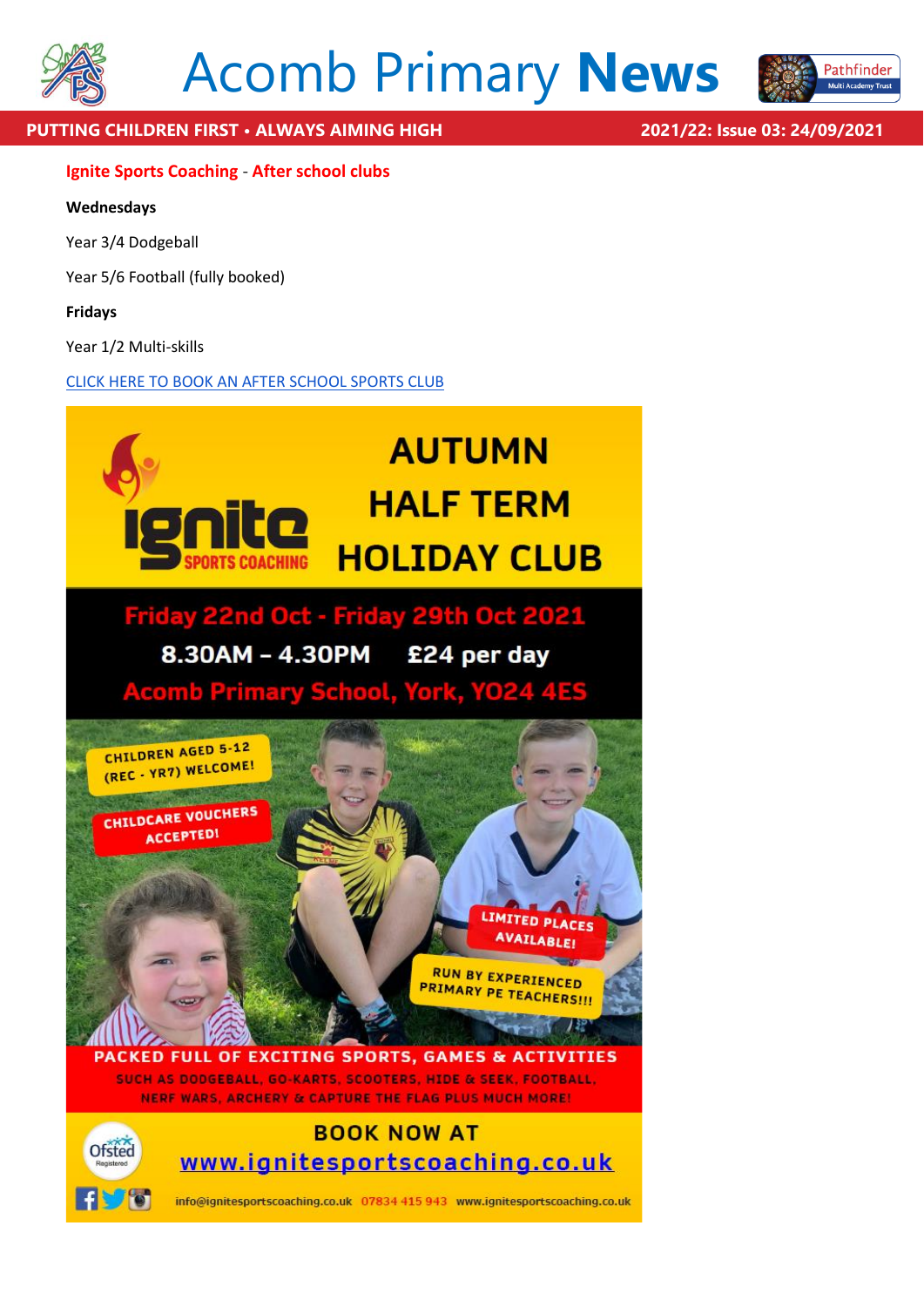## Ignite Sports Coaching - After school clubs

**Wednesdays**

Year 3/4 Dodgeball

Year 5/6 Football (fully booked)

**Fridays**

Year 1/2 Multi-skills

CLICK HERE TO BOOK AN AFTER SCHOOL SPORTS CLUB

# AUTUMN HALF TERM HOLIDAY CLUB

Ignite SPORTS COACHING

**Friday 22nd Oct - Friday 29th Oct 2021**

**8.30AM – 4.30PM £24 per day**

**Acomb Primary School, York, YO24 4ES**

CHILDREN AGED 5-12 (REC - YR7) WELCOME!

CHILDCARE VOUCHERS ACCEPTED!

LIMITED PLACES AVAILABLE!

RUN BY EXPERIENCED PRIMARY PE TEACHERS!!!

**PACKED FULL OF EXCITING SPORTS, GAMES & ACTIVITIES**

SUCH AS DODGEBALL, GO-KARTS, SCOOTERS, HIDE & SEEK, FOOTBALL, NERF WARS, ARCHERY & CAPTURE THE FLAG PLUS MUCH MORE!

**BOOK NOW AT**

**www.ignitesportscoaching.co.uk**

Ofsted Registered

info@ignitesportscoaching.co.uk 07834 415 943 www.ignitesportscoaching.co.uk